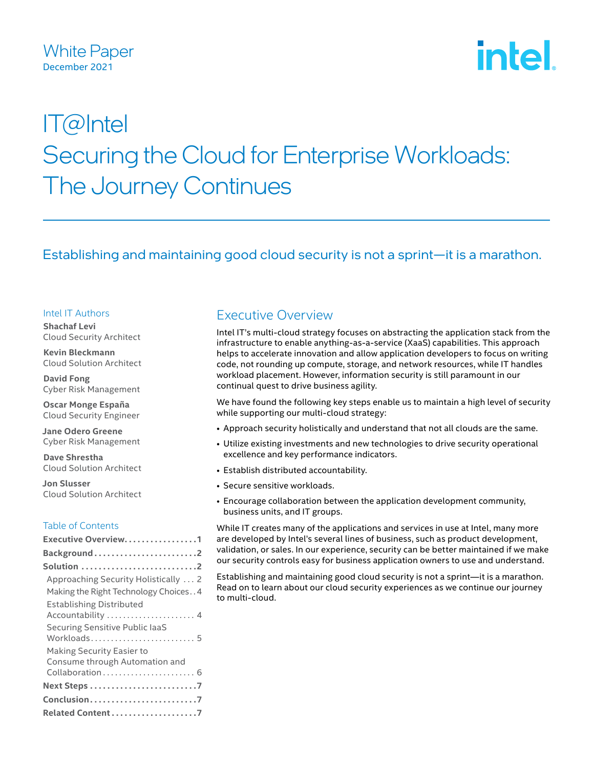White Paper
December 2021

# IT@Intel
# Securing the Cloud for Enterprise Workloads: The Journey Continues

Establishing and maintaining good cloud security is not a sprint—it is a marathon.

### Intel IT Authors

**Shachaf Levi**
Cloud Security Architect

**Kevin Bleckmann**
Cloud Solution Architect

**David Fong**
Cyber Risk Management

**Oscar Monge España**
Cloud Security Engineer

**Jane Odero Greene**
Cyber Risk Management

**Dave Shrestha**
Cloud Solution Architect

**Jon Slusser**
Cloud Solution Architect

### Table of Contents

- **Executive Overview** ... 1
- **Background** ... 2
- **Solution** ... 2
  - Approaching Security Holistically ... 2
  - Making the Right Technology Choices ... 4
  - Establishing Distributed Accountability ... 4
  - Securing Sensitive Public IaaS Workloads ... 5
  - Making Security Easier to Consume through Automation and Collaboration ... 6
- **Next Steps** ... 7
- **Conclusion** ... 7
- **Related Content** ... 7

## Executive Overview

Intel IT's multi-cloud strategy focuses on abstracting the application stack from the infrastructure to enable anything-as-a-service (XaaS) capabilities. This approach helps to accelerate innovation and allow application developers to focus on writing code, not rounding up compute, storage, and network resources, while IT handles workload placement. However, information security is still paramount in our continual quest to drive business agility.

We have found the following key steps enable us to maintain a high level of security while supporting our multi-cloud strategy:

- Approach security holistically and understand that not all clouds are the same.
- Utilize existing investments and new technologies to drive security operational excellence and key performance indicators.
- Establish distributed accountability.
- Secure sensitive workloads.
- Encourage collaboration between the application development community, business units, and IT groups.

While IT creates many of the applications and services in use at Intel, many more are developed by Intel's several lines of business, such as product development, validation, or sales. In our experience, security can be better maintained if we make our security controls easy for business application owners to use and understand.

Establishing and maintaining good cloud security is not a sprint—it is a marathon. Read on to learn about our cloud security experiences as we continue our journey to multi-cloud.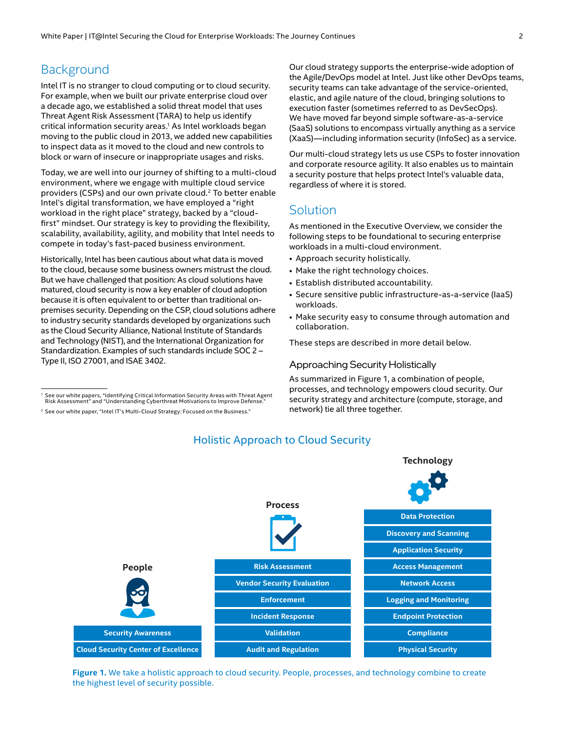## Background

Intel IT is no stranger to cloud computing or to cloud security. For example, when we built our private enterprise cloud over a decade ago, we established a solid threat model that uses Threat Agent Risk Assessment (TARA) to help us identify critical information security areas.[1] As Intel workloads began moving to the public cloud in 2013, we added new capabilities to inspect data as it moved to the cloud and new controls to block or warn of insecure or inappropriate usages and risks.

Today, we are well into our journey of shifting to a multi-cloud environment, where we engage with multiple cloud service providers (CSPs) and our own private cloud.[2] To better enable Intel's digital transformation, we have employed a "right workload in the right place" strategy, backed by a "cloud-first" mindset. Our strategy is key to providing the flexibility, scalability, availability, agility, and mobility that Intel needs to compete in today's fast-paced business environment.

Historically, Intel has been cautious about what data is moved to the cloud, because some business owners mistrust the cloud. But we have challenged that position: As cloud solutions have matured, cloud security is now a key enabler of cloud adoption because it is often equivalent to or better than traditional on-premises security. Depending on the CSP, cloud solutions adhere to industry security standards developed by organizations such as the Cloud Security Alliance, National Institute of Standards and Technology (NIST), and the International Organization for Standardization. Examples of such standards include SOC 2 – Type II, ISO 27001, and ISAE 3402.

Our cloud strategy supports the enterprise-wide adoption of the Agile/DevOps model at Intel. Just like other DevOps teams, security teams can take advantage of the service-oriented, elastic, and agile nature of the cloud, bringing solutions to execution faster (sometimes referred to as DevSecOps). We have moved far beyond simple software-as-a-service (SaaS) solutions to encompass virtually anything as a service (XaaS)—including information security (InfoSec) as a service.

Our multi-cloud strategy lets us use CSPs to foster innovation and corporate resource agility. It also enables us to maintain a security posture that helps protect Intel's valuable data, regardless of where it is stored.

[1] See our white papers, "Identifying Critical Information Security Areas with Threat Agent Risk Assessment" and "Understanding Cyberthreat Motivations to Improve Defense."

[2] See our white paper, "Intel IT's Multi-Cloud Strategy: Focused on the Business."

## Solution

As mentioned in the Executive Overview, we consider the following steps to be foundational to securing enterprise workloads in a multi-cloud environment.

- Approach security holistically.
- Make the right technology choices.
- Establish distributed accountability.
- Secure sensitive public infrastructure-as-a-service (IaaS) workloads.
- Make security easy to consume through automation and collaboration.

These steps are described in more detail below.

### Approaching Security Holistically

As summarized in Figure 1, a combination of people, processes, and technology empowers cloud security. Our security strategy and architecture (compute, storage, and network) tie all three together.

**Holistic Approach to Cloud Security**

| People | Process | Technology |
|---|---|---|
| Security Awareness | Risk Assessment | Data Protection |
| Cloud Security Center of Excellence | Vendor Security Evaluation | Discovery and Scanning |
| | Enforcement | Application Security |
| | Incident Response | Access Management |
| | Validation | Network Access |
| | Audit and Regulation | Logging and Monitoring |
| | | Endpoint Protection |
| | | Compliance |
| | | Physical Security |

**Figure 1.** We take a holistic approach to cloud security. People, processes, and technology combine to create the highest level of security possible.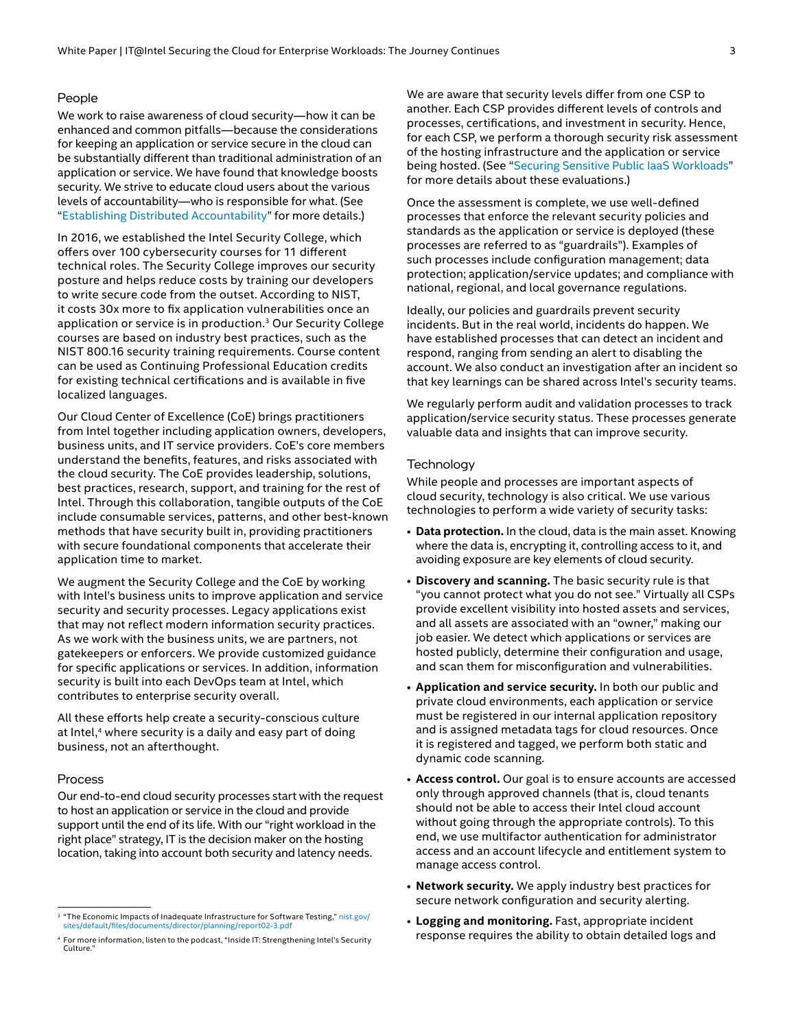### People

We work to raise awareness of cloud security—how it can be enhanced and common pitfalls—because the considerations for keeping an application or service secure in the cloud can be substantially different than traditional administration of an application or service. We have found that knowledge boosts security. We strive to educate cloud users about the various levels of accountability—who is responsible for what. (See "Establishing Distributed Accountability" for more details.)

In 2016, we established the Intel Security College, which offers over 100 cybersecurity courses for 11 different technical roles. The Security College improves our security posture and helps reduce costs by training our developers to write secure code from the outset. According to NIST, it costs 30x more to fix application vulnerabilities once an application or service is in production.[3] Our Security College courses are based on industry best practices, such as the NIST 800.16 security training requirements. Course content can be used as Continuing Professional Education credits for existing technical certifications and is available in five localized languages.

Our Cloud Center of Excellence (CoE) brings practitioners from Intel together including application owners, developers, business units, and IT service providers. CoE's core members understand the benefits, features, and risks associated with the cloud security. The CoE provides leadership, solutions, best practices, research, support, and training for the rest of Intel. Through this collaboration, tangible outputs of the CoE include consumable services, patterns, and other best-known methods that have security built in, providing practitioners with secure foundational components that accelerate their application time to market.

We augment the Security College and the CoE by working with Intel's business units to improve application and service security and security processes. Legacy applications exist that may not reflect modern information security practices. As we work with the business units, we are partners, not gatekeepers or enforcers. We provide customized guidance for specific applications or services. In addition, information security is built into each DevOps team at Intel, which contributes to enterprise security overall.

All these efforts help create a security-conscious culture at Intel,[4] where security is a daily and easy part of doing business, not an afterthought.

### Process

Our end-to-end cloud security processes start with the request to host an application or service in the cloud and provide support until the end of its life. With our "right workload in the right place" strategy, IT is the decision maker on the hosting location, taking into account both security and latency needs.

We are aware that security levels differ from one CSP to another. Each CSP provides different levels of controls and processes, certifications, and investment in security. Hence, for each CSP, we perform a thorough security risk assessment of the hosting infrastructure and the application or service being hosted. (See "Securing Sensitive Public IaaS Workloads" for more details about these evaluations.)

Once the assessment is complete, we use well-defined processes that enforce the relevant security policies and standards as the application or service is deployed (these processes are referred to as "guardrails"). Examples of such processes include configuration management; data protection; application/service updates; and compliance with national, regional, and local governance regulations.

Ideally, our policies and guardrails prevent security incidents. But in the real world, incidents do happen. We have established processes that can detect an incident and respond, ranging from sending an alert to disabling the account. We also conduct an investigation after an incident so that key learnings can be shared across Intel's security teams.

We regularly perform audit and validation processes to track application/service security status. These processes generate valuable data and insights that can improve security.

### Technology

While people and processes are important aspects of cloud security, technology is also critical. We use various technologies to perform a wide variety of security tasks:

- **Data protection.** In the cloud, data is the main asset. Knowing where the data is, encrypting it, controlling access to it, and avoiding exposure are key elements of cloud security.
- **Discovery and scanning.** The basic security rule is that "you cannot protect what you do not see." Virtually all CSPs provide excellent visibility into hosted assets and services, and all assets are associated with an "owner," making our job easier. We detect which applications or services are hosted publicly, determine their configuration and usage, and scan them for misconfiguration and vulnerabilities.
- **Application and service security.** In both our public and private cloud environments, each application or service must be registered in our internal application repository and is assigned metadata tags for cloud resources. Once it is registered and tagged, we perform both static and dynamic code scanning.
- **Access control.** Our goal is to ensure accounts are accessed only through approved channels (that is, cloud tenants should not be able to access their Intel cloud account without going through the appropriate controls). To this end, we use multifactor authentication for administrator access and an account lifecycle and entitlement system to manage access control.
- **Network security.** We apply industry best practices for secure network configuration and security alerting.
- **Logging and monitoring.** Fast, appropriate incident response requires the ability to obtain detailed logs and

---

[3] "The Economic Impacts of Inadequate Infrastructure for Software Testing," nist.gov/sites/default/files/documents/director/planning/report02-3.pdf

[4] For more information, listen to the podcast, "Inside IT: Strengthening Intel's Security Culture."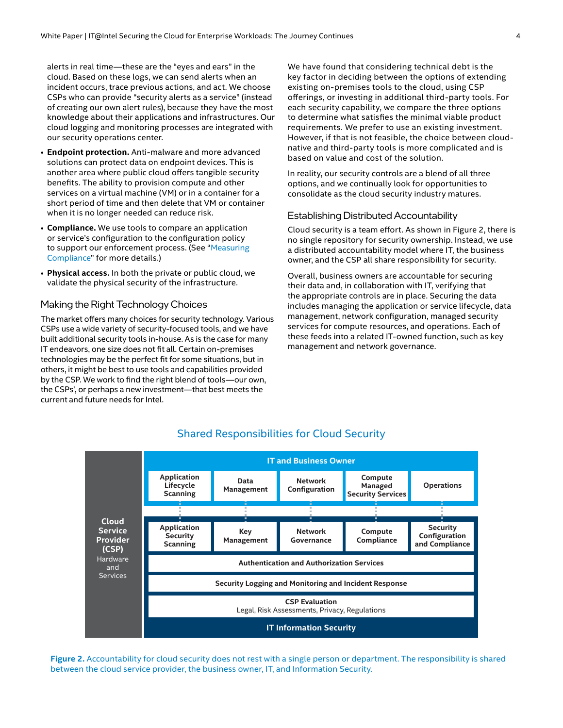alerts in real time—these are the "eyes and ears" in the cloud. Based on these logs, we can send alerts when an incident occurs, trace previous actions, and act. We choose CSPs who can provide "security alerts as a service" (instead of creating our own alert rules), because they have the most knowledge about their applications and infrastructures. Our cloud logging and monitoring processes are integrated with our security operations center.

- **Endpoint protection.** Anti-malware and more advanced solutions can protect data on endpoint devices. This is another area where public cloud offers tangible security benefits. The ability to provision compute and other services on a virtual machine (VM) or in a container for a short period of time and then delete that VM or container when it is no longer needed can reduce risk.
- **Compliance.** We use tools to compare an application or service's configuration to the configuration policy to support our enforcement process. (See "Measuring Compliance" for more details.)
- **Physical access.** In both the private or public cloud, we validate the physical security of the infrastructure.

## Making the Right Technology Choices

The market offers many choices for security technology. Various CSPs use a wide variety of security-focused tools, and we have built additional security tools in-house. As is the case for many IT endeavors, one size does not fit all. Certain on-premises technologies may be the perfect fit for some situations, but in others, it might be best to use tools and capabilities provided by the CSP. We work to find the right blend of tools—our own, the CSPs', or perhaps a new investment—that best meets the current and future needs for Intel.

We have found that considering technical debt is the key factor in deciding between the options of extending existing on-premises tools to the cloud, using CSP offerings, or investing in additional third-party tools. For each security capability, we compare the three options to determine what satisfies the minimal viable product requirements. We prefer to use an existing investment. However, if that is not feasible, the choice between cloud-native and third-party tools is more complicated and is based on value and cost of the solution.

In reality, our security controls are a blend of all three options, and we continually look for opportunities to consolidate as the cloud security industry matures.

## Establishing Distributed Accountability

Cloud security is a team effort. As shown in Figure 2, there is no single repository for security ownership. Instead, we use a distributed accountability model where IT, the business owner, and the CSP all share responsibility for security.

Overall, business owners are accountable for securing their data and, in collaboration with IT, verifying that the appropriate controls are in place. Securing the data includes managing the application or service lifecycle, data management, network configuration, managed security services for compute resources, and operations. Each of these feeds into a related IT-owned function, such as key management and network governance.

**Shared Responsibilities for Cloud Security**

**Cloud Service Provider (CSP)** Hardware and Services

**IT and Business Owner**

| Application Lifecycle Scanning | Data Management | Network Configuration | Compute Managed Security Services | Operations |
|---|---|---|---|---|

**IT Information Security**

| Application Security Scanning | Key Management | Network Governance | Compute Compliance | Security Configuration and Compliance |
|---|---|---|---|---|

- Authentication and Authorization Services
- Security Logging and Monitoring and Incident Response
- CSP Evaluation: Legal, Risk Assessments, Privacy, Regulations

**Figure 2.** Accountability for cloud security does not rest with a single person or department. The responsibility is shared between the cloud service provider, the business owner, IT, and Information Security.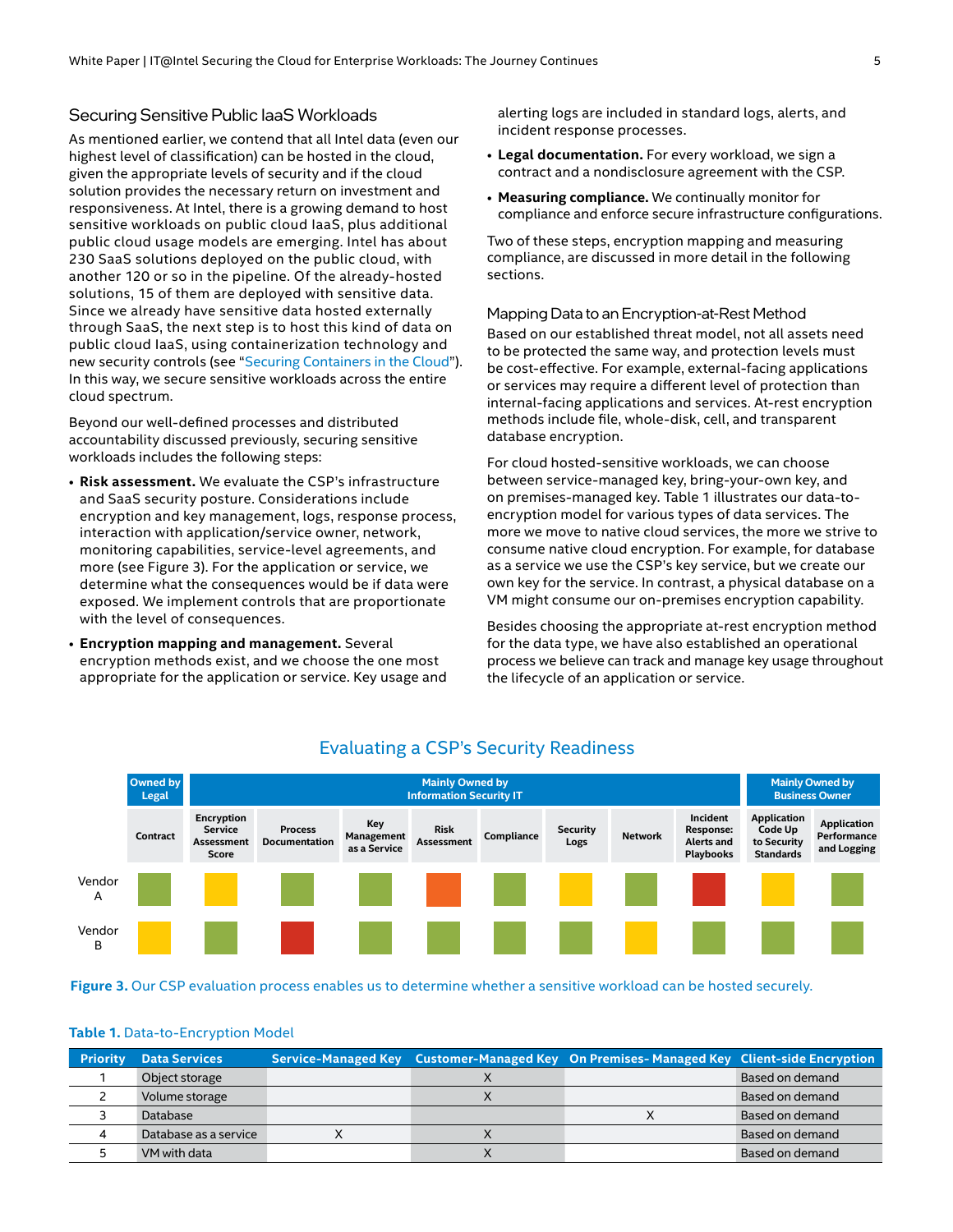## Securing Sensitive Public IaaS Workloads

As mentioned earlier, we contend that all Intel data (even our highest level of classification) can be hosted in the cloud, given the appropriate levels of security and if the cloud solution provides the necessary return on investment and responsiveness. At Intel, there is a growing demand to host sensitive workloads on public cloud IaaS, plus additional public cloud usage models are emerging. Intel has about 230 SaaS solutions deployed on the public cloud, with another 120 or so in the pipeline. Of the already-hosted solutions, 15 of them are deployed with sensitive data. Since we already have sensitive data hosted externally through SaaS, the next step is to host this kind of data on public cloud IaaS, using containerization technology and new security controls (see "Securing Containers in the Cloud"). In this way, we secure sensitive workloads across the entire cloud spectrum.

Beyond our well-defined processes and distributed accountability discussed previously, securing sensitive workloads includes the following steps:

- **Risk assessment.** We evaluate the CSP's infrastructure and SaaS security posture. Considerations include encryption and key management, logs, response process, interaction with application/service owner, network, monitoring capabilities, service-level agreements, and more (see Figure 3). For the application or service, we determine what the consequences would be if data were exposed. We implement controls that are proportionate with the level of consequences.
- **Encryption mapping and management.** Several encryption methods exist, and we choose the one most appropriate for the application or service. Key usage and alerting logs are included in standard logs, alerts, and incident response processes.
- **Legal documentation.** For every workload, we sign a contract and a nondisclosure agreement with the CSP.
- **Measuring compliance.** We continually monitor for compliance and enforce secure infrastructure configurations.

Two of these steps, encryption mapping and measuring compliance, are discussed in more detail in the following sections.

### Mapping Data to an Encryption-at-Rest Method

Based on our established threat model, not all assets need to be protected the same way, and protection levels must be cost-effective. For example, external-facing applications or services may require a different level of protection than internal-facing applications and services. At-rest encryption methods include file, whole-disk, cell, and transparent database encryption.

For cloud hosted-sensitive workloads, we can choose between service-managed key, bring-your-own key, and on premises-managed key. Table 1 illustrates our data-to-encryption model for various types of data services. The more we move to native cloud services, the more we strive to consume native cloud encryption. For example, for database as a service we use the CSP's key service, but we create our own key for the service. In contrast, a physical database on a VM might consume our on-premises encryption capability.

Besides choosing the appropriate at-rest encryption method for the data type, we have also established an operational process we believe can track and manage key usage throughout the lifecycle of an application or service.

**Evaluating a CSP's Security Readiness**

| | Owned by Legal | Mainly Owned by Information Security IT | | | | | | | | Mainly Owned by Business Owner | |
|---|---|---|---|---|---|---|---|---|---|---|---|
| | Contract | Encryption Service Assessment Score | Process Documentation | Key Management as a Service | Risk Assessment | Compliance | Security Logs | Network | Incident Response: Alerts and Playbooks | Application Code Up to Security Standards | Application Performance and Logging |
| Vendor A | Green | Yellow | Green | Green | Orange | Green | Yellow | Green | Red | Yellow | Green |
| Vendor B | Yellow | Green | Red | Green | Green | Green | Green | Yellow | Green | Green | Green |

**Figure 3.** Our CSP evaluation process enables us to determine whether a sensitive workload can be hosted securely.

**Table 1.** Data-to-Encryption Model

| Priority | Data Services | Service-Managed Key | Customer-Managed Key | On Premises- Managed Key | Client-side Encryption |
|---|---|---|---|---|---|
| 1 | Object storage | | X | | Based on demand |
| 2 | Volume storage | | X | | Based on demand |
| 3 | Database | | | X | Based on demand |
| 4 | Database as a service | X | X | | Based on demand |
| 5 | VM with data | | X | | Based on demand |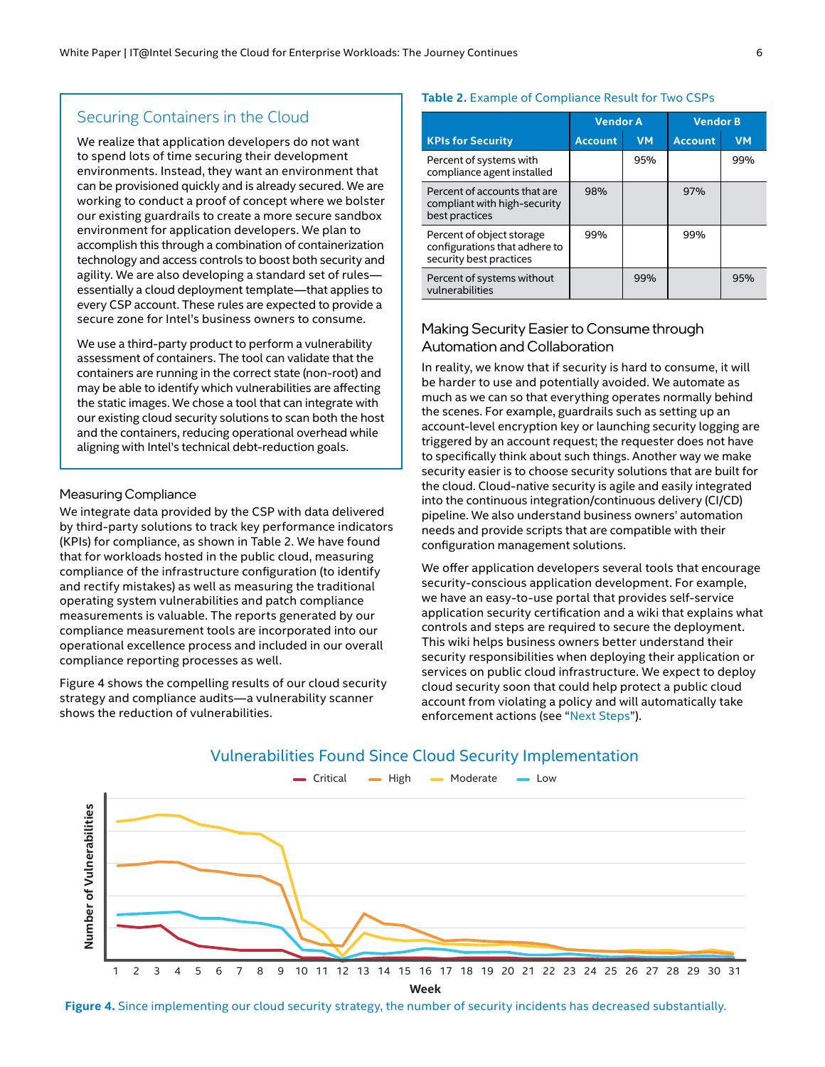## Securing Containers in the Cloud

We realize that application developers do not want to spend lots of time securing their development environments. Instead, they want an environment that can be provisioned quickly and is already secured. We are working to conduct a proof of concept where we bolster our existing guardrails to create a more secure sandbox environment for application developers. We plan to accomplish this through a combination of containerization technology and access controls to boost both security and agility. We are also developing a standard set of rules—essentially a cloud deployment template—that applies to every CSP account. These rules are expected to provide a secure zone for Intel's business owners to consume.

We use a third-party product to perform a vulnerability assessment of containers. The tool can validate that the containers are running in the correct state (non-root) and may be able to identify which vulnerabilities are affecting the static images. We chose a tool that can integrate with our existing cloud security solutions to scan both the host and the containers, reducing operational overhead while aligning with Intel's technical debt-reduction goals.

### Measuring Compliance

We integrate data provided by the CSP with data delivered by third-party solutions to track key performance indicators (KPIs) for compliance, as shown in Table 2. We have found that for workloads hosted in the public cloud, measuring compliance of the infrastructure configuration (to identify and rectify mistakes) as well as measuring the traditional operating system vulnerabilities and patch compliance measurements is valuable. The reports generated by our compliance measurement tools are incorporated into our operational excellence process and included in our overall compliance reporting processes as well.

Figure 4 shows the compelling results of our cloud security strategy and compliance audits—a vulnerability scanner shows the reduction of vulnerabilities.

**Table 2.** Example of Compliance Result for Two CSPs

| | Vendor A | | Vendor B | |
|---|---|---|---|---|
| **KPIs for Security** | **Account** | **VM** | **Account** | **VM** |
| Percent of systems with compliance agent installed | | 95% | | 99% |
| Percent of accounts that are compliant with high-security best practices | 98% | | 97% | |
| Percent of object storage configurations that adhere to security best practices | 99% | | 99% | |
| Percent of systems without vulnerabilities | | 99% | | 95% |

### Making Security Easier to Consume through Automation and Collaboration

In reality, we know that if security is hard to consume, it will be harder to use and potentially avoided. We automate as much as we can so that everything operates normally behind the scenes. For example, guardrails such as setting up an account-level encryption key or launching security logging are triggered by an account request; the requester does not have to specifically think about such things. Another way we make security easier is to choose security solutions that are built for the cloud. Cloud-native security is agile and easily integrated into the continuous integration/continuous delivery (CI/CD) pipeline. We also understand business owners' automation needs and provide scripts that are compatible with their configuration management solutions.

We offer application developers several tools that encourage security-conscious application development. For example, we have an easy-to-use portal that provides self-service application security certification and a wiki that explains what controls and steps are required to secure the deployment. This wiki helps business owners better understand their security responsibilities when deploying their application or services on public cloud infrastructure. We expect to deploy cloud security soon that could help protect a public cloud account from violating a policy and will automatically take enforcement actions (see "Next Steps").

**Figure 4.** Since implementing our cloud security strategy, the number of security incidents has decreased substantially.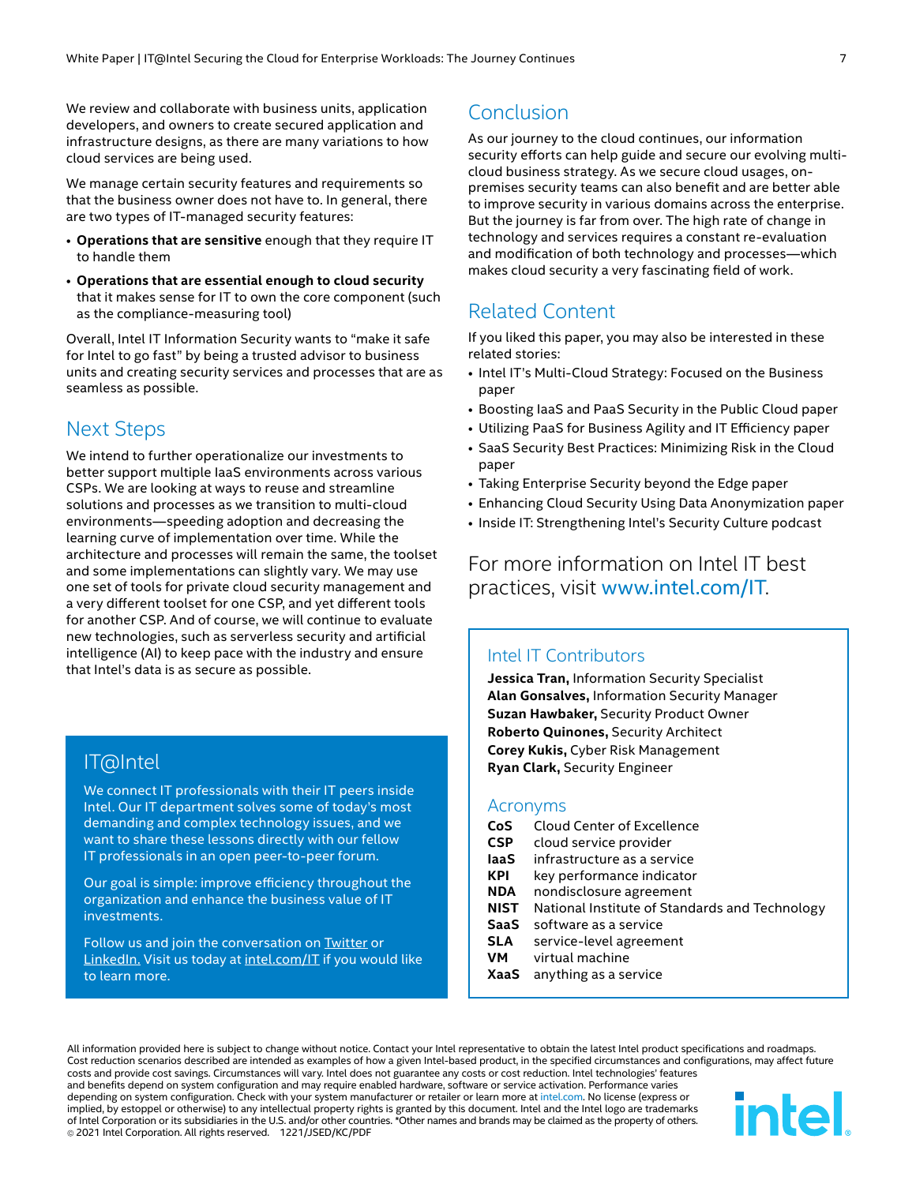We review and collaborate with business units, application developers, and owners to create secured application and infrastructure designs, as there are many variations to how cloud services are being used.

We manage certain security features and requirements so that the business owner does not have to. In general, there are two types of IT-managed security features:

- **Operations that are sensitive** enough that they require IT to handle them
- **Operations that are essential enough to cloud security** that it makes sense for IT to own the core component (such as the compliance-measuring tool)

Overall, Intel IT Information Security wants to "make it safe for Intel to go fast" by being a trusted advisor to business units and creating security services and processes that are as seamless as possible.

## Next Steps

We intend to further operationalize our investments to better support multiple IaaS environments across various CSPs. We are looking at ways to reuse and streamline solutions and processes as we transition to multi-cloud environments—speeding adoption and decreasing the learning curve of implementation over time. While the architecture and processes will remain the same, the toolset and some implementations can slightly vary. We may use one set of tools for private cloud security management and a very different toolset for one CSP, and yet different tools for another CSP. And of course, we will continue to evaluate new technologies, such as serverless security and artificial intelligence (AI) to keep pace with the industry and ensure that Intel's data is as secure as possible.

## IT@Intel

We connect IT professionals with their IT peers inside Intel. Our IT department solves some of today's most demanding and complex technology issues, and we want to share these lessons directly with our fellow IT professionals in an open peer-to-peer forum.

Our goal is simple: improve efficiency throughout the organization and enhance the business value of IT investments.

Follow us and join the conversation on Twitter or LinkedIn. Visit us today at intel.com/IT if you would like to learn more.

## Conclusion

As our journey to the cloud continues, our information security efforts can help guide and secure our evolving multi-cloud business strategy. As we secure cloud usages, on-premises security teams can also benefit and are better able to improve security in various domains across the enterprise. But the journey is far from over. The high rate of change in technology and services requires a constant re-evaluation and modification of both technology and processes—which makes cloud security a very fascinating field of work.

## Related Content

If you liked this paper, you may also be interested in these related stories:

- Intel IT's Multi-Cloud Strategy: Focused on the Business paper
- Boosting IaaS and PaaS Security in the Public Cloud paper
- Utilizing PaaS for Business Agility and IT Efficiency paper
- SaaS Security Best Practices: Minimizing Risk in the Cloud paper
- Taking Enterprise Security beyond the Edge paper
- Enhancing Cloud Security Using Data Anonymization paper
- Inside IT: Strengthening Intel's Security Culture podcast

For more information on Intel IT best practices, visit www.intel.com/IT.

## Intel IT Contributors

**Jessica Tran,** Information Security Specialist
**Alan Gonsalves,** Information Security Manager
**Suzan Hawbaker,** Security Product Owner
**Roberto Quinones,** Security Architect
**Corey Kukis,** Cyber Risk Management
**Ryan Clark,** Security Engineer

## Acronyms

| | |
|---|---|
| **CoS** | Cloud Center of Excellence |
| **CSP** | cloud service provider |
| **IaaS** | infrastructure as a service |
| **KPI** | key performance indicator |
| **NDA** | nondisclosure agreement |
| **NIST** | National Institute of Standards and Technology |
| **SaaS** | software as a service |
| **SLA** | service-level agreement |
| **VM** | virtual machine |
| **XaaS** | anything as a service |

All information provided here is subject to change without notice. Contact your Intel representative to obtain the latest Intel product specifications and roadmaps. Cost reduction scenarios described are intended as examples of how a given Intel-based product, in the specified circumstances and configurations, may affect future costs and provide cost savings. Circumstances will vary. Intel does not guarantee any costs or cost reduction. Intel technologies' features and benefits depend on system configuration and may require enabled hardware, software or service activation. Performance varies depending on system configuration. Check with your system manufacturer or retailer or learn more at intel.com. No license (express or implied, by estoppel or otherwise) to any intellectual property rights is granted by this document. Intel and the Intel logo are trademarks of Intel Corporation or its subsidiaries in the U.S. and/or other countries. *Other names and brands may be claimed as the property of others. © 2021 Intel Corporation. All rights reserved. 1221/JSED/KC/PDF